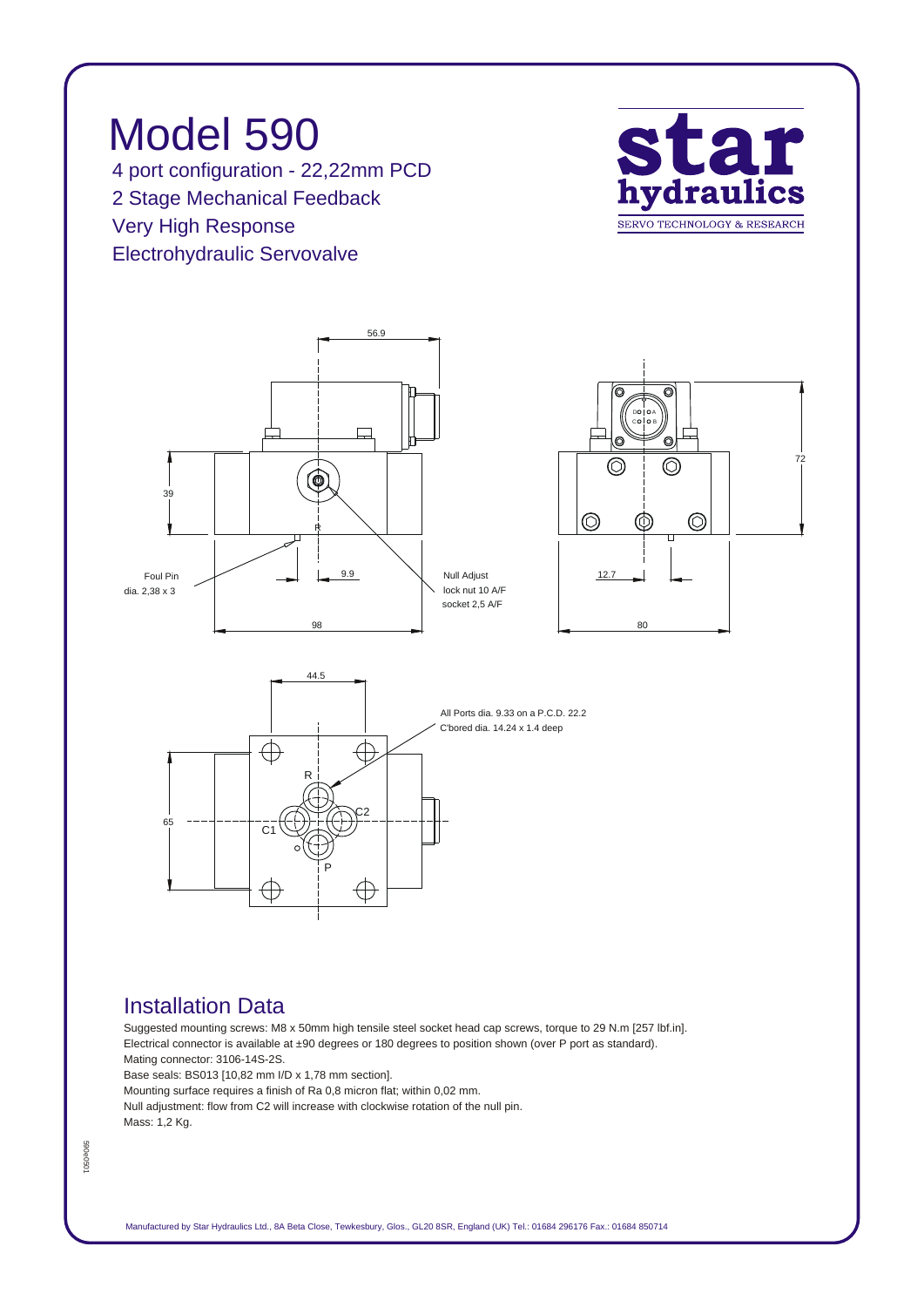# Model 590

4 port configuration - 22,22mm PCD
2 Stage Mechanical Feedback
Very High Response
Electrohydraulic Servovalve

**star hydraulics**
SERVO TECHNOLOGY & RESEARCH

56.9

39

Foul Pin
dia. 2,38 x 3

9.9

Null Adjust
lock nut 10 A/F
socket 2,5 A/F

98

72

12.7

80

44.5

All Ports dia. 9.33 on a P.C.D. 22.2
C'bored dia. 14.24 x 1.4 deep

65

R
C1
C2
P

## Installation Data

Suggested mounting screws: M8 x 50mm high tensile steel socket head cap screws, torque to 29 N.m [257 lbf.in].
Electrical connector is available at ±90 degrees or 180 degrees to position shown (over P port as standard).
Mating connector: 3106-14S-2S.
Base seals: BS013 [10,82 mm I/D x 1,78 mm section].
Mounting surface requires a finish of Ra 0,8 micron flat; within 0,02 mm.
Null adjustment: flow from C2 will increase with clockwise rotation of the null pin.
Mass: 1,2 Kg.

590e0501

Manufactured by Star Hydraulics Ltd., 8A Beta Close, Tewkesbury, Glos., GL20 8SR, England (UK) Tel.: 01684 296176 Fax.: 01684 850714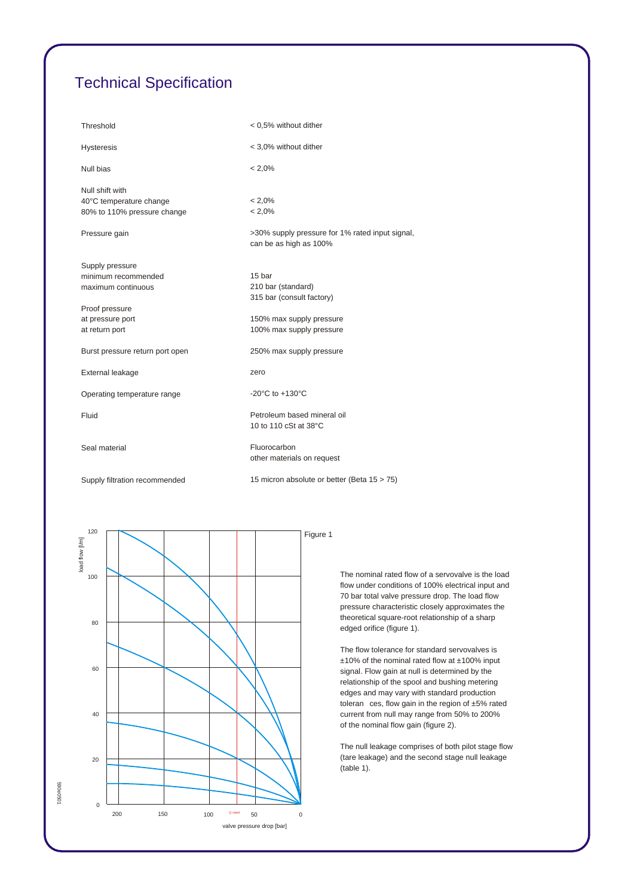# Technical Specification

| | |
|---|---|
| Threshold | < 0,5% without dither |
| Hysteresis | < 3,0% without dither |
| Null bias | < 2,0% |
| Null shift with<br>40°C temperature change<br>80% to 110% pressure change | <br>< 2,0%<br>< 2,0% |
| Pressure gain | >30% supply pressure for 1% rated input signal, can be as high as 100% |
| Supply pressure<br>minimum recommended<br>maximum continuous | <br>15 bar<br>210 bar (standard)<br>315 bar (consult factory) |
| Proof pressure<br>at pressure port<br>at return port | <br>150% max supply pressure<br>100% max supply pressure |
| Burst pressure return port open | 250% max supply pressure |
| External leakage | zero |
| Operating temperature range | -20°C to +130°C |
| Fluid | Petroleum based mineral oil<br>10 to 110 cSt at 38°C |
| Seal material | Fluorocarbon<br>other materials on request |
| Supply filtration recommended | 15 micron absolute or better (Beta 15 > 75) |

Figure 1

The nominal rated flow of a servovalve is the load flow under conditions of 100% electrical input and 70 bar total valve pressure drop. The load flow pressure characteristic closely approximates the theoretical square-root relationship of a sharp edged orifice (figure 1).

The flow tolerance for standard servovalves is ±10% of the nominal rated flow at ±100% input signal. Flow gain at null is determined by the relationship of the spool and bushing metering edges and may vary with standard production tolerances, flow gain in the region of ±5% rated current from null may range from 50% to 200% of the nominal flow gain (figure 2).

The null leakage comprises of both pilot stage flow (tare leakage) and the second stage null leakage (table 1).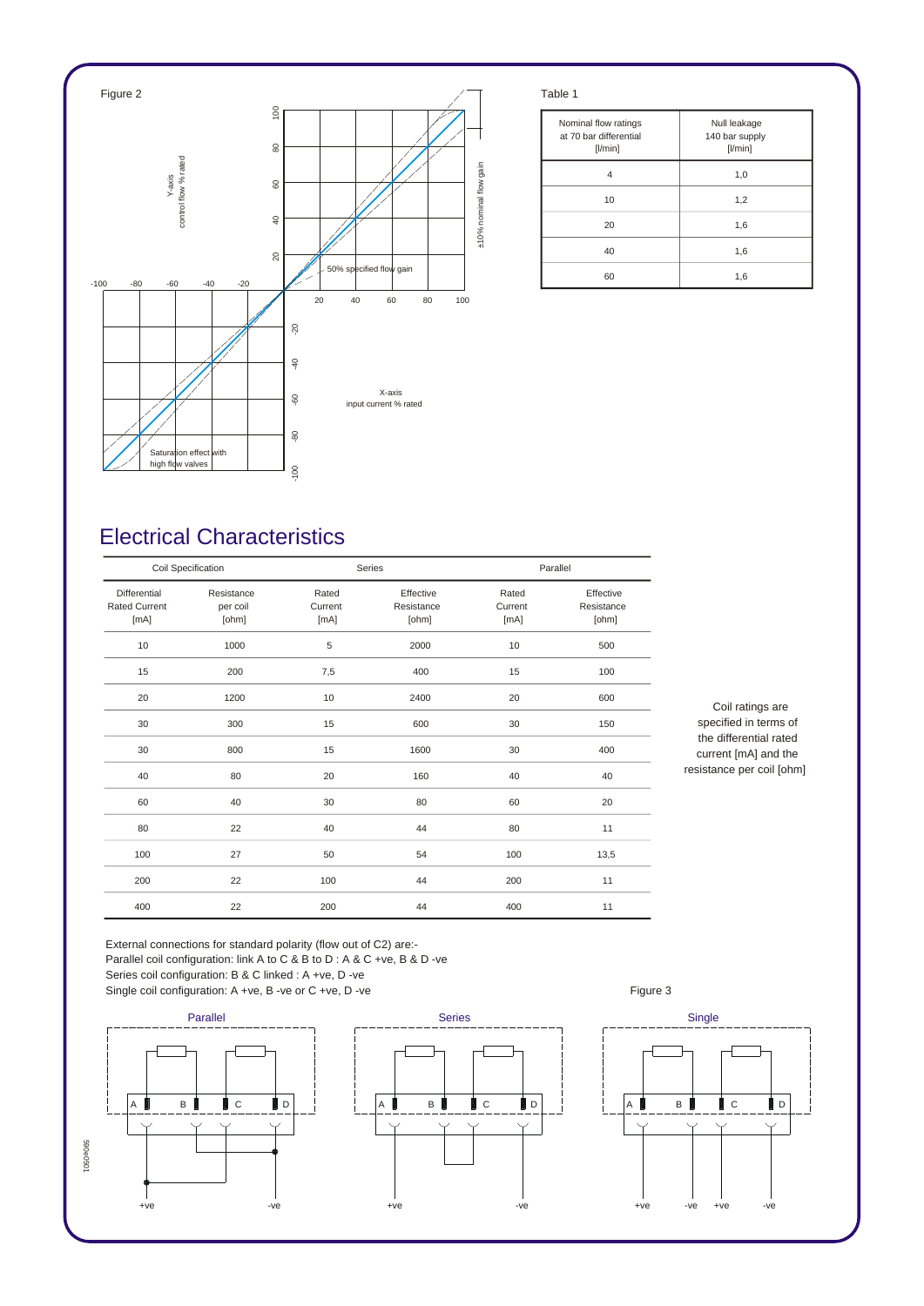Figure 2

Y-axis control flow % rated

X-axis input current % rated

±10% nominal flow gain

50% specified flow gain

Saturation effect with high flow valves

Table 1

| Nominal flow ratings at 70 bar differential [l/min] | Null leakage 140 bar supply [l/min] |
|---|---|
| 4 | 1,0 |
| 10 | 1,2 |
| 20 | 1,6 |
| 40 | 1,6 |
| 60 | 1,6 |

## Electrical Characteristics

| Coil Specification | | Series | | Parallel | |
|---|---|---|---|---|---|
| Differential Rated Current [mA] | Resistance per coil [ohm] | Rated Current [mA] | Effective Resistance [ohm] | Rated Current [mA] | Effective Resistance [ohm] |
| 10 | 1000 | 5 | 2000 | 10 | 500 |
| 15 | 200 | 7,5 | 400 | 15 | 100 |
| 20 | 1200 | 10 | 2400 | 20 | 600 |
| 30 | 300 | 15 | 600 | 30 | 150 |
| 30 | 800 | 15 | 1600 | 30 | 400 |
| 40 | 80 | 20 | 160 | 40 | 40 |
| 60 | 40 | 30 | 80 | 60 | 20 |
| 80 | 22 | 40 | 44 | 80 | 11 |
| 100 | 27 | 50 | 54 | 100 | 13,5 |
| 200 | 22 | 100 | 44 | 200 | 11 |
| 400 | 22 | 200 | 44 | 400 | 11 |

Coil ratings are specified in terms of the differential rated current [mA] and the resistance per coil [ohm]

External connections for standard polarity (flow out of C2) are:-
Parallel coil configuration: link A to C & B to D : A & C +ve, B & D -ve
Series coil configuration: B & C linked : A +ve, D -ve
Single coil configuration: A +ve, B -ve or C +ve, D -ve

Figure 3

Parallel — Series — Single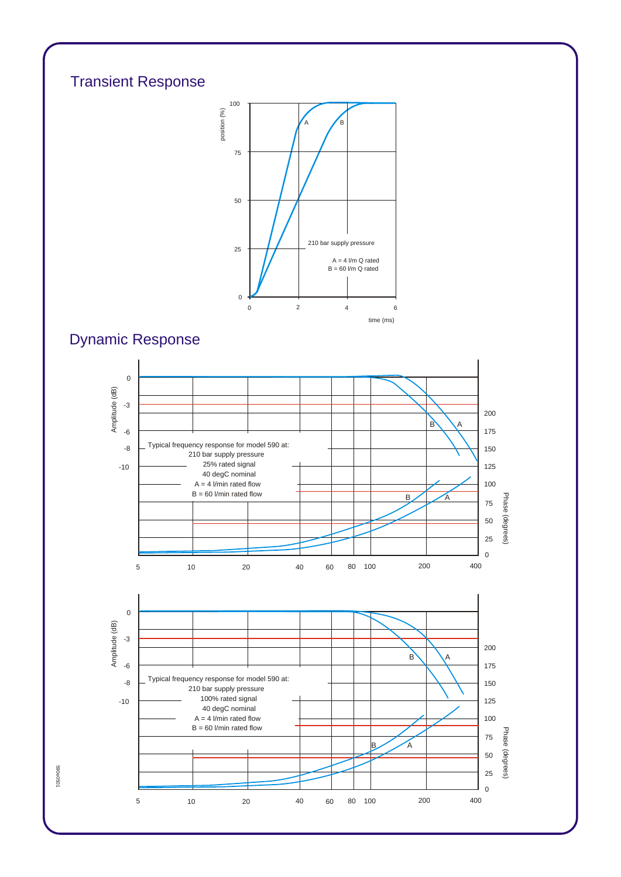## Transient Response

position (%)

100

75

50

25

0

0 2 4 6

time (ms)

A B

210 bar supply pressure

A = 4 l/m Q rated
B = 60 l/m Q rated

## Dynamic Response

Amplitude (dB)

0
-3
-6
-8
-10

Typical frequency response for model 590 at:
210 bar supply pressure
25% rated signal
40 degC nominal
A = 4 l/min rated flow
B = 60 l/min rated flow

Phase (degrees)

200
175
150
125
100
75
50
25
0

5 10 20 40 60 80 100 200 400

B A
B A

Amplitude (dB)

0
-3
-6
-8
-10

Typical frequency response for model 590 at:
210 bar supply pressure
100% rated signal
40 degC nominal
A = 4 l/min rated flow
B = 60 l/min rated flow

Phase (degrees)

200
175
150
125
100
75
50
25
0

5 10 20 40 60 80 100 200 400

B A
B A

590e0501